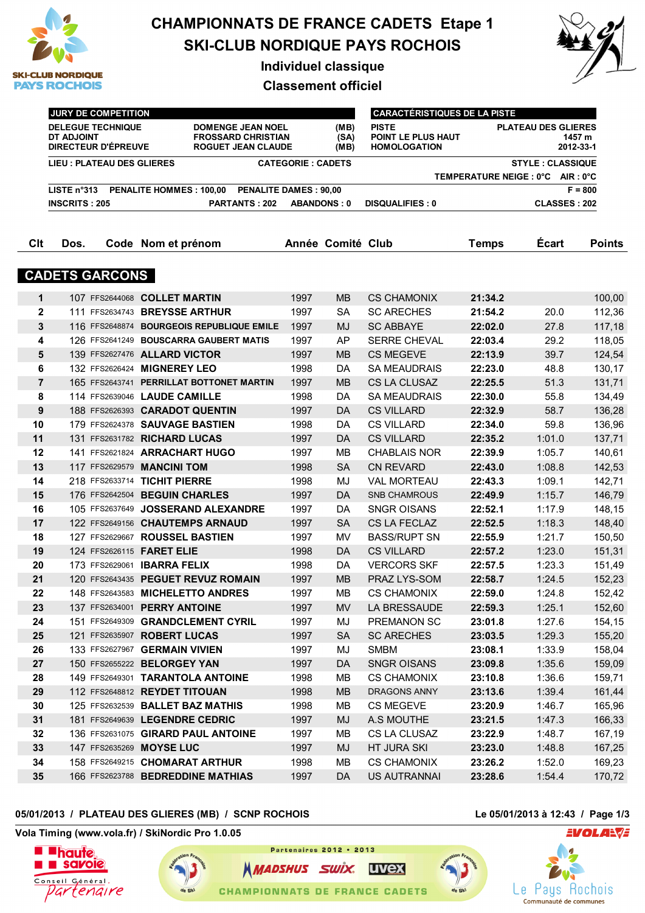# CHAMPIONNATS DE FRANCE CADETS Etape 1
# SKI-CLUB NORDIQUE PAYS ROCHOIS

**Individuel classique**

**Classement officiel**

| JURY DE COMPETITION | | | CARACTÉRISTIQUES DE LA PISTE | |
|---|---|---|---|---|
| DELEGUE TECHNIQUE | DOMENGE JEAN NOEL | (MB) | PISTE | PLATEAU DES GLIERES |
| DT ADJOINT | FROSSARD CHRISTIAN | (SA) | POINT LE PLUS HAUT | 1457 m |
| DIRECTEUR D'ÉPREUVE | ROGUET JEAN CLAUDE | (MB) | HOMOLOGATION | 2012-33-1 |

**LIEU : PLATEAU DES GLIERES** | **CATEGORIE : CADETS** | **STYLE : CLASSIQUE**

**TEMPERATURE NEIGE : 0°C AIR : 0°C**

**LISTE n°313 PENALITE HOMMES : 100,00 PENALITE DAMES : 90,00** | **F = 800**

**INSCRITS : 205** | **PARTANTS : 202** | **ABANDONS : 0** | **DISQUALIFIES : 0** | **CLASSES : 202**

## CADETS GARCONS

| Clt | Dos. | Code | Nom et prénom | Année | Comité | Club | Temps | Écart | Points |
|---|---|---|---|---|---|---|---|---|---|
| 1 | 107 | FFS2644068 | COLLET MARTIN | 1997 | MB | CS CHAMONIX | 21:34.2 | | 100,00 |
| 2 | 111 | FFS2634743 | BREYSSE ARTHUR | 1997 | SA | SC ARECHES | 21:54.2 | 20.0 | 112,36 |
| 3 | 116 | FFS2648874 | BOURGEOIS REPUBLIQUE EMILE | 1997 | MJ | SC ABBAYE | 22:02.0 | 27.8 | 117,18 |
| 4 | 126 | FFS2641249 | BOUSCARRA GAUBERT MATIS | 1997 | AP | SERRE CHEVAL | 22:03.4 | 29.2 | 118,05 |
| 5 | 139 | FFS2627476 | ALLARD VICTOR | 1997 | MB | CS MEGEVE | 22:13.9 | 39.7 | 124,54 |
| 6 | 132 | FFS2626424 | MIGNEREY LEO | 1998 | DA | SA MEAUDRAIS | 22:23.0 | 48.8 | 130,17 |
| 7 | 165 | FFS2643741 | PERRILLAT BOTTONET MARTIN | 1997 | MB | CS LA CLUSAZ | 22:25.5 | 51.3 | 131,71 |
| 8 | 114 | FFS2639046 | LAUDE CAMILLE | 1998 | DA | SA MEAUDRAIS | 22:30.0 | 55.8 | 134,49 |
| 9 | 188 | FFS2626393 | CARADOT QUENTIN | 1997 | DA | CS VILLARD | 22:32.9 | 58.7 | 136,28 |
| 10 | 179 | FFS2624378 | SAUVAGE BASTIEN | 1998 | DA | CS VILLARD | 22:34.0 | 59.8 | 136,96 |
| 11 | 131 | FFS2631782 | RICHARD LUCAS | 1997 | DA | CS VILLARD | 22:35.2 | 1:01.0 | 137,71 |
| 12 | 141 | FFS2621824 | ARRACHART HUGO | 1997 | MB | CHABLAIS NOR | 22:39.9 | 1:05.7 | 140,61 |
| 13 | 117 | FFS2629579 | MANCINI TOM | 1998 | SA | CN REVARD | 22:43.0 | 1:08.8 | 142,53 |
| 14 | 218 | FFS2633714 | TICHIT PIERRE | 1998 | MJ | VAL MORTEAU | 22:43.3 | 1:09.1 | 142,71 |
| 15 | 176 | FFS2642504 | BEGUIN CHARLES | 1997 | DA | SNB CHAMROUS | 22:49.9 | 1:15.7 | 146,79 |
| 16 | 105 | FFS2637649 | JOSSERAND ALEXANDRE | 1997 | DA | SNGR OISANS | 22:52.1 | 1:17.9 | 148,15 |
| 17 | 122 | FFS2649156 | CHAUTEMPS ARNAUD | 1997 | SA | CS LA FECLAZ | 22:52.5 | 1:18.3 | 148,40 |
| 18 | 127 | FFS2629667 | ROUSSEL BASTIEN | 1997 | MV | BASS/RUPT SN | 22:55.9 | 1:21.7 | 150,50 |
| 19 | 124 | FFS2626115 | FARET ELIE | 1998 | DA | CS VILLARD | 22:57.2 | 1:23.0 | 151,31 |
| 20 | 173 | FFS2629061 | IBARRA FELIX | 1998 | DA | VERCORS SKF | 22:57.5 | 1:23.3 | 151,49 |
| 21 | 120 | FFS2643435 | PEGUET REVUZ ROMAIN | 1997 | MB | PRAZ LYS-SOM | 22:58.7 | 1:24.5 | 152,23 |
| 22 | 148 | FFS2643583 | MICHELETTO ANDRES | 1997 | MB | CS CHAMONIX | 22:59.0 | 1:24.8 | 152,42 |
| 23 | 137 | FFS2634001 | PERRY ANTOINE | 1997 | MV | LA BRESSAUDE | 22:59.3 | 1:25.1 | 152,60 |
| 24 | 151 | FFS2649309 | GRANDCLEMENT CYRIL | 1997 | MJ | PREMANON SC | 23:01.8 | 1:27.6 | 154,15 |
| 25 | 121 | FFS2635907 | ROBERT LUCAS | 1997 | SA | SC ARECHES | 23:03.5 | 1:29.3 | 155,20 |
| 26 | 133 | FFS2627967 | GERMAIN VIVIEN | 1997 | MJ | SMBM | 23:08.1 | 1:33.9 | 158,04 |
| 27 | 150 | FFS2655222 | BELORGEY YAN | 1997 | DA | SNGR OISANS | 23:09.8 | 1:35.6 | 159,09 |
| 28 | 149 | FFS2649301 | TARANTOLA ANTOINE | 1998 | MB | CS CHAMONIX | 23:10.8 | 1:36.6 | 159,71 |
| 29 | 112 | FFS2648812 | REYDET TITOUAN | 1998 | MB | DRAGONS ANNY | 23:13.6 | 1:39.4 | 161,44 |
| 30 | 125 | FFS2632539 | BALLET BAZ MATHIS | 1998 | MB | CS MEGEVE | 23:20.9 | 1:46.7 | 165,96 |
| 31 | 181 | FFS2649639 | LEGENDRE CEDRIC | 1997 | MJ | A.S MOUTHE | 23:21.5 | 1:47.3 | 166,33 |
| 32 | 136 | FFS2631075 | GIRARD PAUL ANTOINE | 1997 | MB | CS LA CLUSAZ | 23:22.9 | 1:48.7 | 167,19 |
| 33 | 147 | FFS2635269 | MOYSE LUC | 1997 | MJ | HT JURA SKI | 23:23.0 | 1:48.8 | 167,25 |
| 34 | 158 | FFS2649215 | CHOMARAT ARTHUR | 1998 | MB | CS CHAMONIX | 23:26.2 | 1:52.0 | 169,23 |
| 35 | 166 | FFS2623788 | BEDREDDINE MATHIAS | 1997 | DA | US AUTRANNAI | 23:28.6 | 1:54.4 | 170,72 |

05/01/2013 / PLATEAU DES GLIERES (MB) / SCNP ROCHOIS — Le 05/01/2013 à 12:43

Vola Timing (www.vola.fr) / SkiNordic Pro 1.0.05

Partenaires 2012 • 2013 — CHAMPIONNATS DE FRANCE CADETS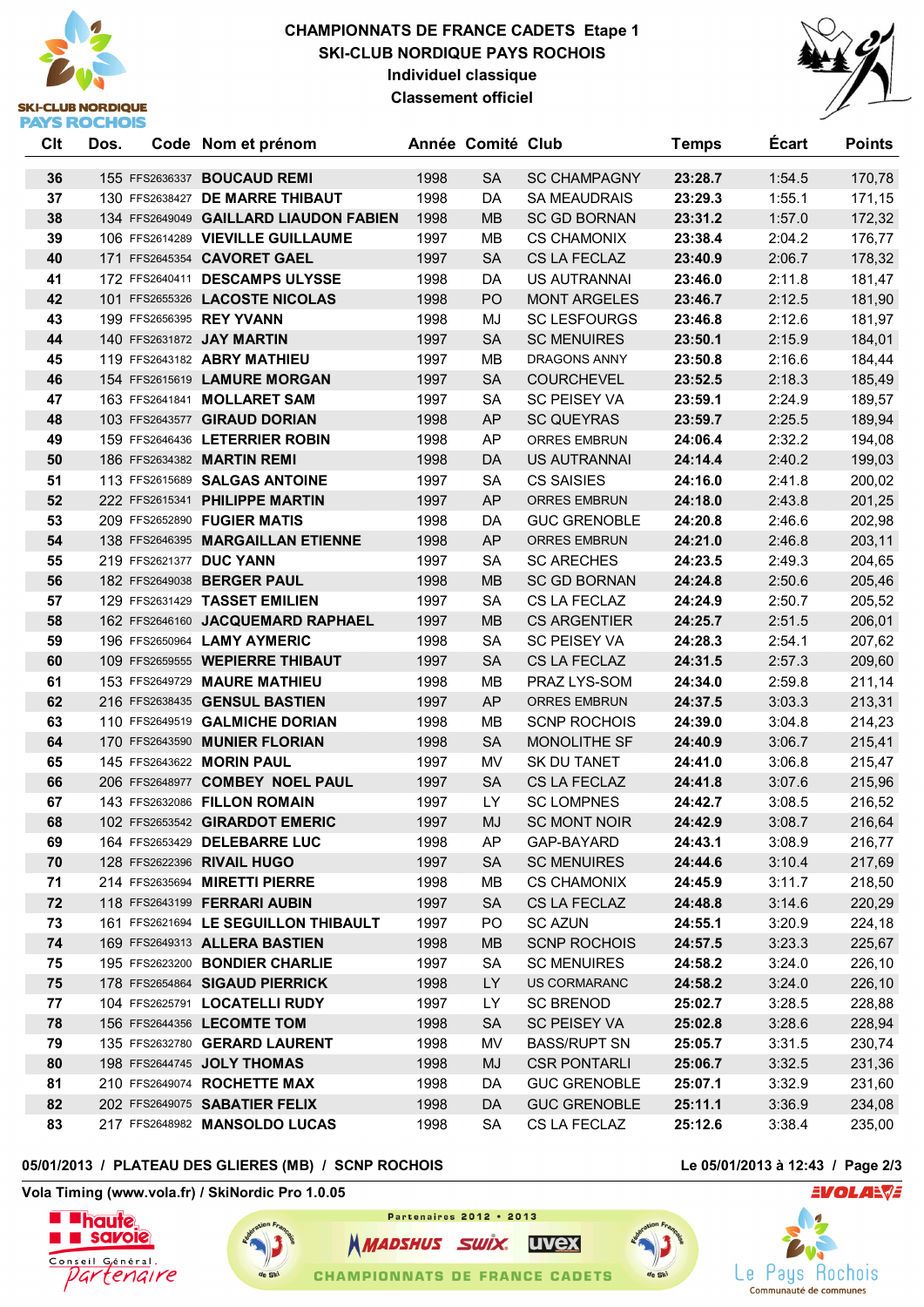# CHAMPIONNATS DE FRANCE CADETS Etape 1
## SKI-CLUB NORDIQUE PAYS ROCHOIS
### Individuel classique
### Classement officiel

| Clt | Dos. | Code | Nom et prénom | Année | Comité | Club | Temps | Écart | Points |
|---|---|---|---|---|---|---|---|---|---|
| 36 | 155 | FFS2636337 | BOUCAUD REMI | 1998 | SA | SC CHAMPAGNY | 23:28.7 | 1:54.5 | 170,78 |
| 37 | 130 | FFS2638427 | DE MARRE THIBAUT | 1998 | DA | SA MEAUDRAIS | 23:29.3 | 1:55.1 | 171,15 |
| 38 | 134 | FFS2649049 | GAILLARD LIAUDON FABIEN | 1998 | MB | SC GD BORNAN | 23:31.2 | 1:57.0 | 172,32 |
| 39 | 106 | FFS2614289 | VIEVILLE GUILLAUME | 1997 | MB | CS CHAMONIX | 23:38.4 | 2:04.2 | 176,77 |
| 40 | 171 | FFS2645354 | CAVORET GAEL | 1997 | SA | CS LA FECLAZ | 23:40.9 | 2:06.7 | 178,32 |
| 41 | 172 | FFS2640411 | DESCAMPS ULYSSE | 1998 | DA | US AUTRANNAI | 23:46.0 | 2:11.8 | 181,47 |
| 42 | 101 | FFS2655326 | LACOSTE NICOLAS | 1998 | PO | MONT ARGELES | 23:46.7 | 2:12.5 | 181,90 |
| 43 | 199 | FFS2656395 | REY YVANN | 1998 | MJ | SC LESFOURGS | 23:46.8 | 2:12.6 | 181,97 |
| 44 | 140 | FFS2631872 | JAY MARTIN | 1997 | SA | SC MENUIRES | 23:50.1 | 2:15.9 | 184,01 |
| 45 | 119 | FFS2643182 | ABRY MATHIEU | 1997 | MB | DRAGONS ANNY | 23:50.8 | 2:16.6 | 184,44 |
| 46 | 154 | FFS2615619 | LAMURE MORGAN | 1997 | SA | COURCHEVEL | 23:52.5 | 2:18.3 | 185,49 |
| 47 | 163 | FFS2641841 | MOLLARET SAM | 1997 | SA | SC PEISEY VA | 23:59.1 | 2:24.9 | 189,57 |
| 48 | 103 | FFS2643577 | GIRAUD DORIAN | 1998 | AP | SC QUEYRAS | 23:59.7 | 2:25.5 | 189,94 |
| 49 | 159 | FFS2646436 | LETERRIER ROBIN | 1998 | AP | ORRES EMBRUN | 24:06.4 | 2:32.2 | 194,08 |
| 50 | 186 | FFS2634382 | MARTIN REMI | 1998 | DA | US AUTRANNAI | 24:14.4 | 2:40.2 | 199,03 |
| 51 | 113 | FFS2615689 | SALGAS ANTOINE | 1997 | SA | CS SAISIES | 24:16.0 | 2:41.8 | 200,02 |
| 52 | 222 | FFS2615341 | PHILIPPE MARTIN | 1997 | AP | ORRES EMBRUN | 24:18.0 | 2:43.8 | 201,25 |
| 53 | 209 | FFS2652890 | FUGIER MATIS | 1998 | DA | GUC GRENOBLE | 24:20.8 | 2:46.6 | 202,98 |
| 54 | 138 | FFS2646395 | MARGAILLAN ETIENNE | 1998 | AP | ORRES EMBRUN | 24:21.0 | 2:46.8 | 203,11 |
| 55 | 219 | FFS2621377 | DUC YANN | 1997 | SA | SC ARECHES | 24:23.5 | 2:49.3 | 204,65 |
| 56 | 182 | FFS2649038 | BERGER PAUL | 1998 | MB | SC GD BORNAN | 24:24.8 | 2:50.6 | 205,46 |
| 57 | 129 | FFS2631429 | TASSET EMILIEN | 1997 | SA | CS LA FECLAZ | 24:24.9 | 2:50.7 | 205,52 |
| 58 | 162 | FFS2646160 | JACQUEMARD RAPHAEL | 1997 | MB | CS ARGENTIER | 24:25.7 | 2:51.5 | 206,01 |
| 59 | 196 | FFS2650964 | LAMY AYMERIC | 1998 | SA | SC PEISEY VA | 24:28.3 | 2:54.1 | 207,62 |
| 60 | 109 | FFS2659555 | WEPIERRE THIBAUT | 1997 | SA | CS LA FECLAZ | 24:31.5 | 2:57.3 | 209,60 |
| 61 | 153 | FFS2649729 | MAURE MATHIEU | 1998 | MB | PRAZ LYS-SOM | 24:34.0 | 2:59.8 | 211,14 |
| 62 | 216 | FFS2638435 | GENSUL BASTIEN | 1997 | AP | ORRES EMBRUN | 24:37.5 | 3:03.3 | 213,31 |
| 63 | 110 | FFS2649519 | GALMICHE DORIAN | 1998 | MB | SCNP ROCHOIS | 24:39.0 | 3:04.8 | 214,23 |
| 64 | 170 | FFS2643590 | MUNIER FLORIAN | 1998 | SA | MONOLITHE SF | 24:40.9 | 3:06.7 | 215,41 |
| 65 | 145 | FFS2643622 | MORIN PAUL | 1997 | MV | SK DU TANET | 24:41.0 | 3:06.8 | 215,47 |
| 66 | 206 | FFS2648977 | COMBEY NOEL PAUL | 1997 | SA | CS LA FECLAZ | 24:41.8 | 3:07.6 | 215,96 |
| 67 | 143 | FFS2632086 | FILLON ROMAIN | 1997 | LY | SC LOMPNES | 24:42.7 | 3:08.5 | 216,52 |
| 68 | 102 | FFS2653542 | GIRARDOT EMERIC | 1997 | MJ | SC MONT NOIR | 24:42.9 | 3:08.7 | 216,64 |
| 69 | 164 | FFS2653429 | DELEBARRE LUC | 1998 | AP | GAP-BAYARD | 24:43.1 | 3:08.9 | 216,77 |
| 70 | 128 | FFS2622396 | RIVAIL HUGO | 1997 | SA | SC MENUIRES | 24:44.6 | 3:10.4 | 217,69 |
| 71 | 214 | FFS2635694 | MIRETTI PIERRE | 1998 | MB | CS CHAMONIX | 24:45.9 | 3:11.7 | 218,50 |
| 72 | 118 | FFS2643199 | FERRARI AUBIN | 1997 | SA | CS LA FECLAZ | 24:48.8 | 3:14.6 | 220,29 |
| 73 | 161 | FFS2621694 | LE SEGUILLON THIBAULT | 1997 | PO | SC AZUN | 24:55.1 | 3:20.9 | 224,18 |
| 74 | 169 | FFS2649313 | ALLERA BASTIEN | 1998 | MB | SCNP ROCHOIS | 24:57.5 | 3:23.3 | 225,67 |
| 75 | 195 | FFS2623200 | BONDIER CHARLIE | 1997 | SA | SC MENUIRES | 24:58.2 | 3:24.0 | 226,10 |
| 75 | 178 | FFS2654864 | SIGAUD PIERRICK | 1998 | LY | US CORMARANC | 24:58.2 | 3:24.0 | 226,10 |
| 77 | 104 | FFS2625791 | LOCATELLI RUDY | 1997 | LY | SC BRENOD | 25:02.7 | 3:28.5 | 228,88 |
| 78 | 156 | FFS2644356 | LECOMTE TOM | 1998 | SA | SC PEISEY VA | 25:02.8 | 3:28.6 | 228,94 |
| 79 | 135 | FFS2632780 | GERARD LAURENT | 1998 | MV | BASS/RUPT SN | 25:05.7 | 3:31.5 | 230,74 |
| 80 | 198 | FFS2644745 | JOLY THOMAS | 1998 | MJ | CSR PONTARLI | 25:06.7 | 3:32.5 | 231,36 |
| 81 | 210 | FFS2649074 | ROCHETTE MAX | 1998 | DA | GUC GRENOBLE | 25:07.1 | 3:32.9 | 231,60 |
| 82 | 202 | FFS2649075 | SABATIER FELIX | 1998 | DA | GUC GRENOBLE | 25:11.1 | 3:36.9 | 234,08 |
| 83 | 217 | FFS2648982 | MANSOLDO LUCAS | 1998 | SA | CS LA FECLAZ | 25:12.6 | 3:38.4 | 235,00 |

05/01/2013 / PLATEAU DES GLIERES (MB) / SCNP ROCHOIS — Le 05/01/2013 à 12:43

Vola Timing (www.vola.fr) / SkiNordic Pro 1.0.05

Partenaires 2012 • 2013 — CHAMPIONNATS DE FRANCE CADETS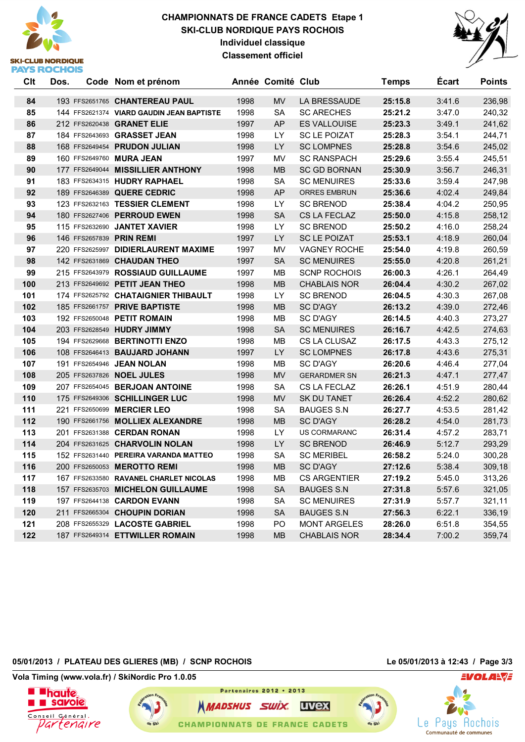# CHAMPIONNATS DE FRANCE CADETS Etape 1
## SKI-CLUB NORDIQUE PAYS ROCHOIS
### Individuel classique
### Classement officiel

| Clt | Dos. | Code | Nom et prénom | Année | Comité | Club | Temps | Écart | Points |
|---|---|---|---|---|---|---|---|---|---|
| 84 | 193 | FFS2651765 | CHANTEREAU PAUL | 1998 | MV | LA BRESSAUDE | 25:15.8 | 3:41.6 | 236,98 |
| 85 | 144 | FFS2621374 | VIARD GAUDIN JEAN BAPTISTE | 1998 | SA | SC ARECHES | 25:21.2 | 3:47.0 | 240,32 |
| 86 | 212 | FFS2620438 | GRANET ELIE | 1997 | AP | ES VALLOUISE | 25:23.3 | 3:49.1 | 241,62 |
| 87 | 184 | FFS2643693 | GRASSET JEAN | 1998 | LY | SC LE POIZAT | 25:28.3 | 3:54.1 | 244,71 |
| 88 | 168 | FFS2649454 | PRUDON JULIAN | 1998 | LY | SC LOMPNES | 25:28.8 | 3:54.6 | 245,02 |
| 89 | 160 | FFS2649760 | MURA JEAN | 1997 | MV | SC RANSPACH | 25:29.6 | 3:55.4 | 245,51 |
| 90 | 177 | FFS2649044 | MISSILLIER ANTHONY | 1998 | MB | SC GD BORNAN | 25:30.9 | 3:56.7 | 246,31 |
| 91 | 183 | FFS2634315 | HUDRY RAPHAEL | 1998 | SA | SC MENUIRES | 25:33.6 | 3:59.4 | 247,98 |
| 92 | 189 | FFS2646389 | QUERE CEDRIC | 1998 | AP | ORRES EMBRUN | 25:36.6 | 4:02.4 | 249,84 |
| 93 | 123 | FFS2632163 | TESSIER CLEMENT | 1998 | LY | SC BRENOD | 25:38.4 | 4:04.2 | 250,95 |
| 94 | 180 | FFS2627406 | PERROUD EWEN | 1998 | SA | CS LA FECLAZ | 25:50.0 | 4:15.8 | 258,12 |
| 95 | 115 | FFS2632690 | JANTET XAVIER | 1998 | LY | SC BRENOD | 25:50.2 | 4:16.0 | 258,24 |
| 96 | 146 | FFS2657839 | PRIN REMI | 1997 | LY | SC LE POIZAT | 25:53.1 | 4:18.9 | 260,04 |
| 97 | 220 | FFS2625997 | DIDIERLAURENT MAXIME | 1997 | MV | VAGNEY ROCHE | 25:54.0 | 4:19.8 | 260,59 |
| 98 | 142 | FFS2631869 | CHAUDAN THEO | 1997 | SA | SC MENUIRES | 25:55.0 | 4:20.8 | 261,21 |
| 99 | 215 | FFS2643979 | ROSSIAUD GUILLAUME | 1997 | MB | SCNP ROCHOIS | 26:00.3 | 4:26.1 | 264,49 |
| 100 | 213 | FFS2649692 | PETIT JEAN THEO | 1998 | MB | CHABLAIS NOR | 26:04.4 | 4:30.2 | 267,02 |
| 101 | 174 | FFS2625792 | CHATAIGNIER THIBAULT | 1998 | LY | SC BRENOD | 26:04.5 | 4:30.3 | 267,08 |
| 102 | 185 | FFS2661757 | PRIVE BAPTISTE | 1998 | MB | SC D'AGY | 26:13.2 | 4:39.0 | 272,46 |
| 103 | 192 | FFS2650048 | PETIT ROMAIN | 1998 | MB | SC D'AGY | 26:14.5 | 4:40.3 | 273,27 |
| 104 | 203 | FFS2628549 | HUDRY JIMMY | 1998 | SA | SC MENUIRES | 26:16.7 | 4:42.5 | 274,63 |
| 105 | 194 | FFS2629668 | BERTINOTTI ENZO | 1998 | MB | CS LA CLUSAZ | 26:17.5 | 4:43.3 | 275,12 |
| 106 | 108 | FFS2646413 | BAUJARD JOHANN | 1997 | LY | SC LOMPNES | 26:17.8 | 4:43.6 | 275,31 |
| 107 | 191 | FFS2654946 | JEAN NOLAN | 1998 | MB | SC D'AGY | 26:20.6 | 4:46.4 | 277,04 |
| 108 | 205 | FFS2637826 | NOEL JULES | 1998 | MV | GERARDMER SN | 26:21.3 | 4:47.1 | 277,47 |
| 109 | 207 | FFS2654045 | BERJOAN ANTOINE | 1998 | SA | CS LA FECLAZ | 26:26.1 | 4:51.9 | 280,44 |
| 110 | 175 | FFS2649306 | SCHILLINGER LUC | 1998 | MV | SK DU TANET | 26:26.4 | 4:52.2 | 280,62 |
| 111 | 221 | FFS2650699 | MERCIER LEO | 1998 | SA | BAUGES S.N | 26:27.7 | 4:53.5 | 281,42 |
| 112 | 190 | FFS2661756 | MOLLIEX ALEXANDRE | 1998 | MB | SC D'AGY | 26:28.2 | 4:54.0 | 281,73 |
| 113 | 201 | FFS2631388 | CERDAN RONAN | 1998 | LY | US CORMARANC | 26:31.4 | 4:57.2 | 283,71 |
| 114 | 204 | FFS2631625 | CHARVOLIN NOLAN | 1998 | LY | SC BRENOD | 26:46.9 | 5:12.7 | 293,29 |
| 115 | 152 | FFS2631440 | PEREIRA VARANDA MATTEO | 1998 | SA | SC MERIBEL | 26:58.2 | 5:24.0 | 300,28 |
| 116 | 200 | FFS2650053 | MEROTTO REMI | 1998 | MB | SC D'AGY | 27:12.6 | 5:38.4 | 309,18 |
| 117 | 167 | FFS2633580 | RAVANEL CHARLET NICOLAS | 1998 | MB | CS ARGENTIER | 27:19.2 | 5:45.0 | 313,26 |
| 118 | 157 | FFS2635703 | MICHELON GUILLAUME | 1998 | SA | BAUGES S.N | 27:31.8 | 5:57.6 | 321,05 |
| 119 | 197 | FFS2644138 | CARDON EVANN | 1998 | SA | SC MENUIRES | 27:31.9 | 5:57.7 | 321,11 |
| 120 | 211 | FFS2665304 | CHOUPIN DORIAN | 1998 | SA | BAUGES S.N | 27:56.3 | 6:22.1 | 336,19 |
| 121 | 208 | FFS2655329 | LACOSTE GABRIEL | 1998 | PO | MONT ARGELES | 28:26.0 | 6:51.8 | 354,55 |
| 122 | 187 | FFS2649314 | ETTWILLER ROMAIN | 1998 | MB | CHABLAIS NOR | 28:34.4 | 7:00.2 | 359,74 |

05/01/2013 / PLATEAU DES GLIERES (MB) / SCNP ROCHOIS

Le 05/01/2013 à 12:43

Vola Timing (www.vola.fr) / SkiNordic Pro 1.0.05

Partenaires 2012 • 2013

CHAMPIONNATS DE FRANCE CADETS